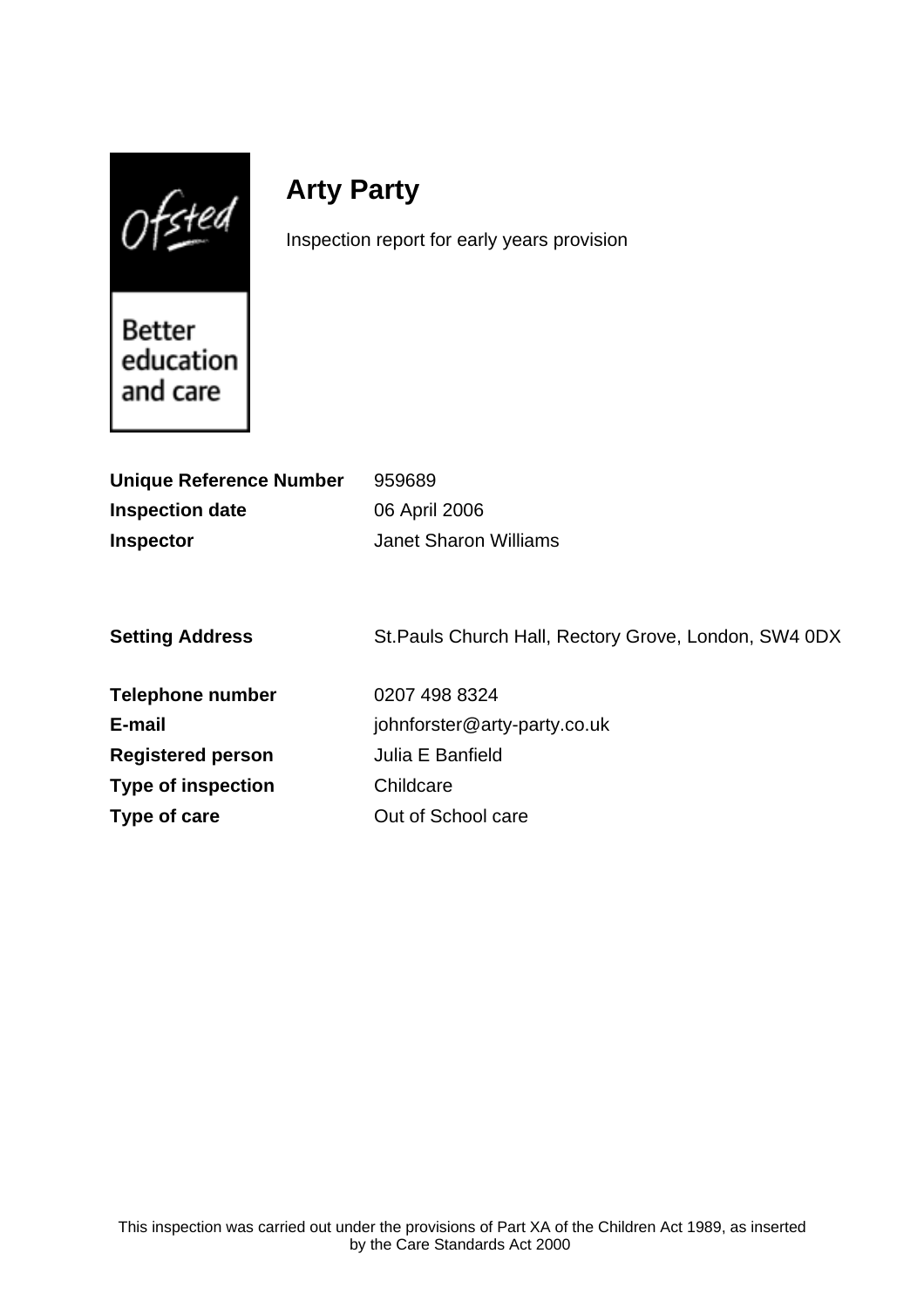# Arty Party

Inspection report for early years provision

| | |
|---|---|
| **Unique Reference Number** | 959689 |
| **Inspection date** | 06 April 2006 |
| **Inspector** | Janet Sharon Williams |

| | |
|---|---|
| **Setting Address** | St.Pauls Church Hall, Rectory Grove, London, SW4 0DX |
| **Telephone number** | 0207 498 8324 |
| **E-mail** | johnforster@arty-party.co.uk |
| **Registered person** | Julia E Banfield |
| **Type of inspection** | Childcare |
| **Type of care** | Out of School care |

This inspection was carried out under the provisions of Part XA of the Children Act 1989, as inserted by the Care Standards Act 2000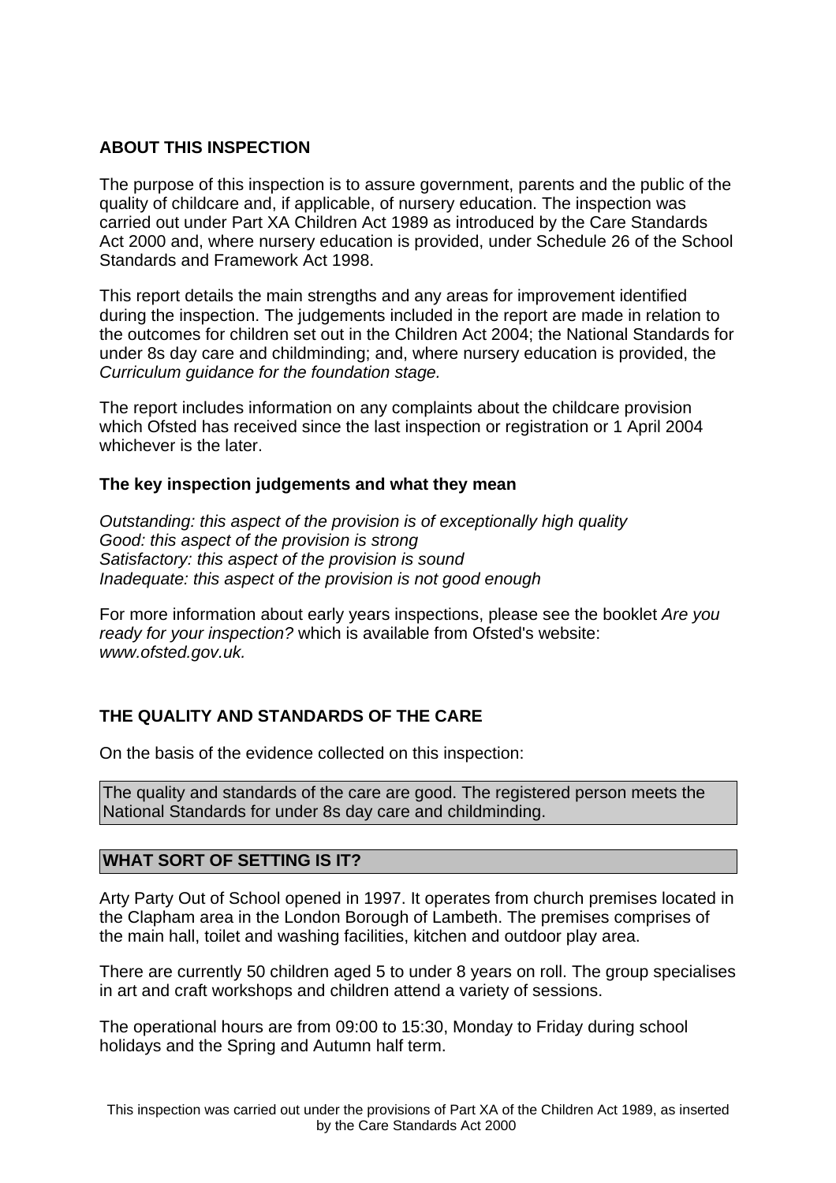## ABOUT THIS INSPECTION

The purpose of this inspection is to assure government, parents and the public of the quality of childcare and, if applicable, of nursery education. The inspection was carried out under Part XA Children Act 1989 as introduced by the Care Standards Act 2000 and, where nursery education is provided, under Schedule 26 of the School Standards and Framework Act 1998.

This report details the main strengths and any areas for improvement identified during the inspection. The judgements included in the report are made in relation to the outcomes for children set out in the Children Act 2004; the National Standards for under 8s day care and childminding; and, where nursery education is provided, the *Curriculum guidance for the foundation stage.*

The report includes information on any complaints about the childcare provision which Ofsted has received since the last inspection or registration or 1 April 2004 whichever is the later.

### The key inspection judgements and what they mean

*Outstanding: this aspect of the provision is of exceptionally high quality*
*Good: this aspect of the provision is strong*
*Satisfactory: this aspect of the provision is sound*
*Inadequate: this aspect of the provision is not good enough*

For more information about early years inspections, please see the booklet *Are you ready for your inspection?* which is available from Ofsted's website: *www.ofsted.gov.uk.*

## THE QUALITY AND STANDARDS OF THE CARE

On the basis of the evidence collected on this inspection:

The quality and standards of the care are good. The registered person meets the National Standards for under 8s day care and childminding.

## WHAT SORT OF SETTING IS IT?

Arty Party Out of School opened in 1997. It operates from church premises located in the Clapham area in the London Borough of Lambeth. The premises comprises of the main hall, toilet and washing facilities, kitchen and outdoor play area.

There are currently 50 children aged 5 to under 8 years on roll. The group specialises in art and craft workshops and children attend a variety of sessions.

The operational hours are from 09:00 to 15:30, Monday to Friday during school holidays and the Spring and Autumn half term.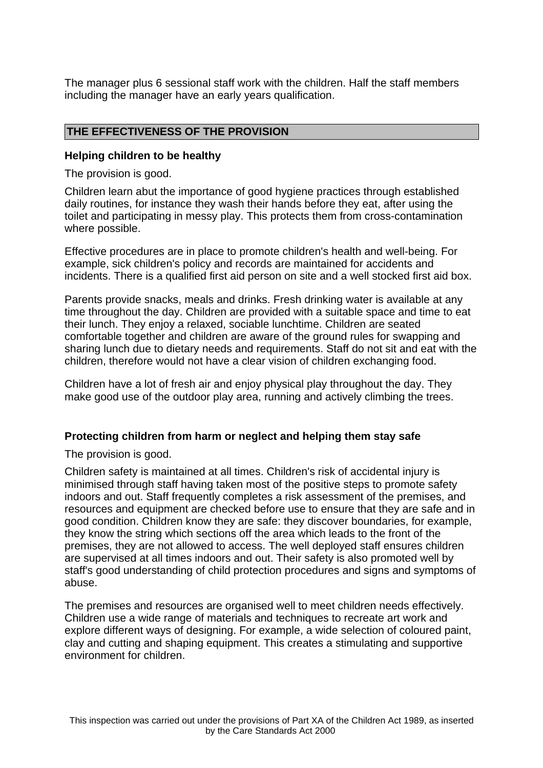The manager plus 6 sessional staff work with the children. Half the staff members including the manager have an early years qualification.

## THE EFFECTIVENESS OF THE PROVISION

### Helping children to be healthy

The provision is good.

Children learn abut the importance of good hygiene practices through established daily routines, for instance they wash their hands before they eat, after using the toilet and participating in messy play. This protects them from cross-contamination where possible.

Effective procedures are in place to promote children's health and well-being. For example, sick children's policy and records are maintained for accidents and incidents. There is a qualified first aid person on site and a well stocked first aid box.

Parents provide snacks, meals and drinks. Fresh drinking water is available at any time throughout the day. Children are provided with a suitable space and time to eat their lunch. They enjoy a relaxed, sociable lunchtime. Children are seated comfortable together and children are aware of the ground rules for swapping and sharing lunch due to dietary needs and requirements. Staff do not sit and eat with the children, therefore would not have a clear vision of children exchanging food.

Children have a lot of fresh air and enjoy physical play throughout the day. They make good use of the outdoor play area, running and actively climbing the trees.

### Protecting children from harm or neglect and helping them stay safe

The provision is good.

Children safety is maintained at all times. Children's risk of accidental injury is minimised through staff having taken most of the positive steps to promote safety indoors and out. Staff frequently completes a risk assessment of the premises, and resources and equipment are checked before use to ensure that they are safe and in good condition. Children know they are safe: they discover boundaries, for example, they know the string which sections off the area which leads to the front of the premises, they are not allowed to access. The well deployed staff ensures children are supervised at all times indoors and out. Their safety is also promoted well by staff's good understanding of child protection procedures and signs and symptoms of abuse.

The premises and resources are organised well to meet children needs effectively. Children use a wide range of materials and techniques to recreate art work and explore different ways of designing. For example, a wide selection of coloured paint, clay and cutting and shaping equipment. This creates a stimulating and supportive environment for children.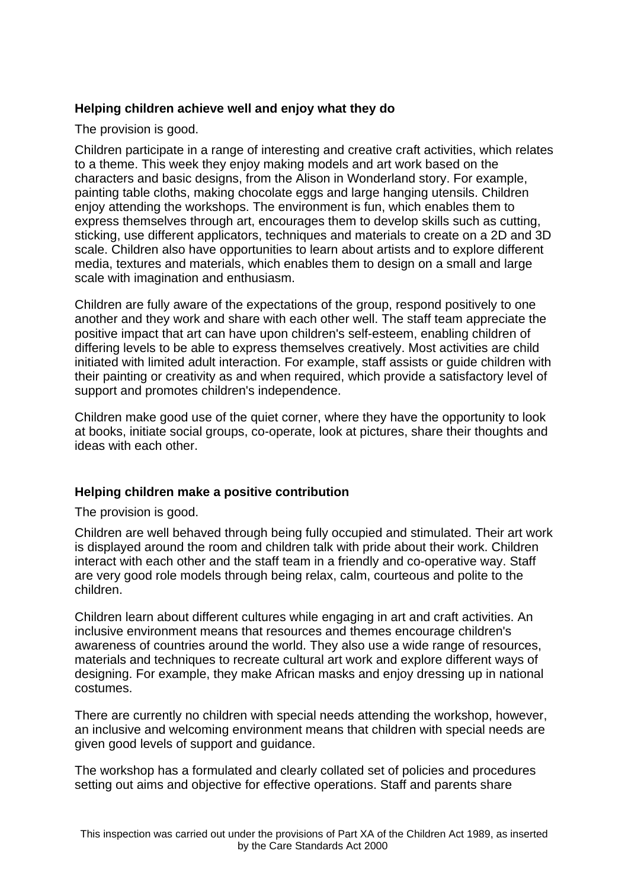**Helping children achieve well and enjoy what they do**

The provision is good.

Children participate in a range of interesting and creative craft activities, which relates to a theme. This week they enjoy making models and art work based on the characters and basic designs, from the Alison in Wonderland story. For example, painting table cloths, making chocolate eggs and large hanging utensils. Children enjoy attending the workshops. The environment is fun, which enables them to express themselves through art, encourages them to develop skills such as cutting, sticking, use different applicators, techniques and materials to create on a 2D and 3D scale. Children also have opportunities to learn about artists and to explore different media, textures and materials, which enables them to design on a small and large scale with imagination and enthusiasm.

Children are fully aware of the expectations of the group, respond positively to one another and they work and share with each other well. The staff team appreciate the positive impact that art can have upon children's self-esteem, enabling children of differing levels to be able to express themselves creatively. Most activities are child initiated with limited adult interaction. For example, staff assists or guide children with their painting or creativity as and when required, which provide a satisfactory level of support and promotes children's independence.

Children make good use of the quiet corner, where they have the opportunity to look at books, initiate social groups, co-operate, look at pictures, share their thoughts and ideas with each other.

**Helping children make a positive contribution**

The provision is good.

Children are well behaved through being fully occupied and stimulated. Their art work is displayed around the room and children talk with pride about their work. Children interact with each other and the staff team in a friendly and co-operative way. Staff are very good role models through being relax, calm, courteous and polite to the children.

Children learn about different cultures while engaging in art and craft activities. An inclusive environment means that resources and themes encourage children's awareness of countries around the world. They also use a wide range of resources, materials and techniques to recreate cultural art work and explore different ways of designing. For example, they make African masks and enjoy dressing up in national costumes.

There are currently no children with special needs attending the workshop, however, an inclusive and welcoming environment means that children with special needs are given good levels of support and guidance.

The workshop has a formulated and clearly collated set of policies and procedures setting out aims and objective for effective operations. Staff and parents share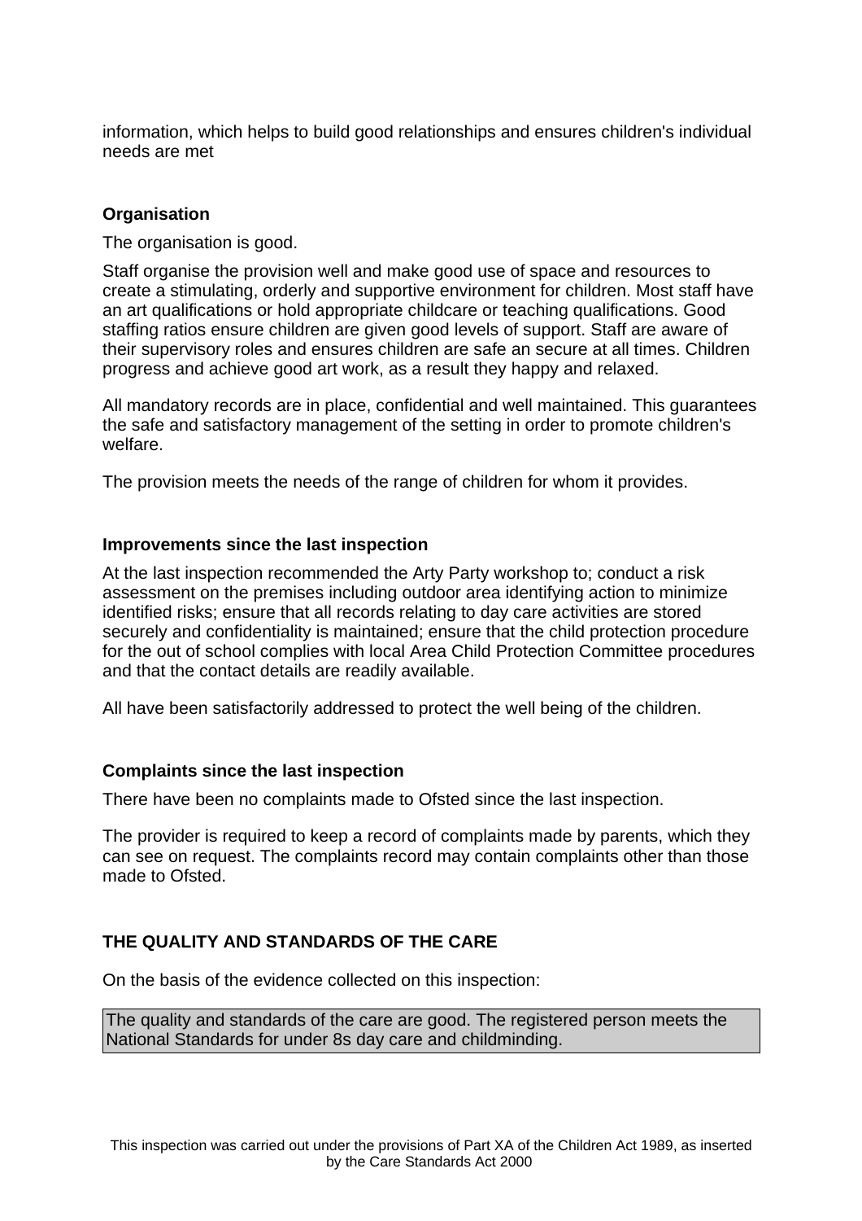information, which helps to build good relationships and ensures children's individual needs are met

**Organisation**

The organisation is good.

Staff organise the provision well and make good use of space and resources to create a stimulating, orderly and supportive environment for children. Most staff have an art qualifications or hold appropriate childcare or teaching qualifications. Good staffing ratios ensure children are given good levels of support. Staff are aware of their supervisory roles and ensures children are safe an secure at all times. Children progress and achieve good art work, as a result they happy and relaxed.

All mandatory records are in place, confidential and well maintained. This guarantees the safe and satisfactory management of the setting in order to promote children's welfare.

The provision meets the needs of the range of children for whom it provides.

**Improvements since the last inspection**

At the last inspection recommended the Arty Party workshop to; conduct a risk assessment on the premises including outdoor area identifying action to minimize identified risks; ensure that all records relating to day care activities are stored securely and confidentiality is maintained; ensure that the child protection procedure for the out of school complies with local Area Child Protection Committee procedures and that the contact details are readily available.

All have been satisfactorily addressed to protect the well being of the children.

**Complaints since the last inspection**

There have been no complaints made to Ofsted since the last inspection.

The provider is required to keep a record of complaints made by parents, which they can see on request. The complaints record may contain complaints other than those made to Ofsted.

**THE QUALITY AND STANDARDS OF THE CARE**

On the basis of the evidence collected on this inspection:

The quality and standards of the care are good. The registered person meets the National Standards for under 8s day care and childminding.

This inspection was carried out under the provisions of Part XA of the Children Act 1989, as inserted by the Care Standards Act 2000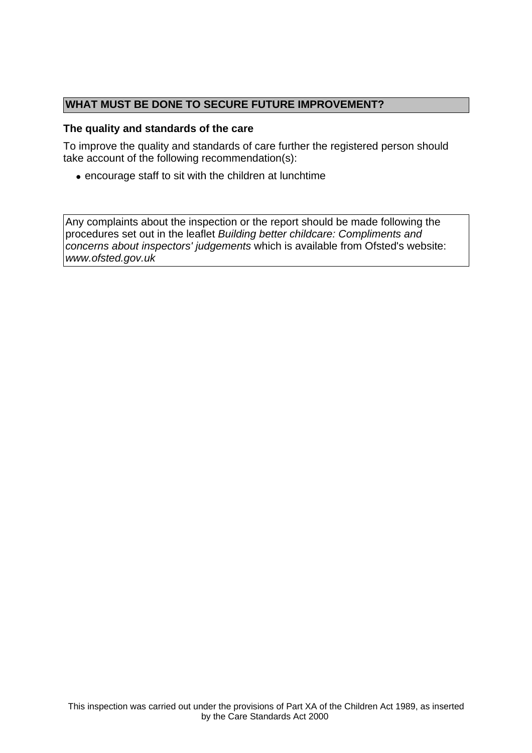## WHAT MUST BE DONE TO SECURE FUTURE IMPROVEMENT?

### The quality and standards of the care

To improve the quality and standards of care further the registered person should take account of the following recommendation(s):

- encourage staff to sit with the children at lunchtime

Any complaints about the inspection or the report should be made following the procedures set out in the leaflet *Building better childcare: Compliments and concerns about inspectors' judgements* which is available from Ofsted's website: *www.ofsted.gov.uk*

This inspection was carried out under the provisions of Part XA of the Children Act 1989, as inserted by the Care Standards Act 2000